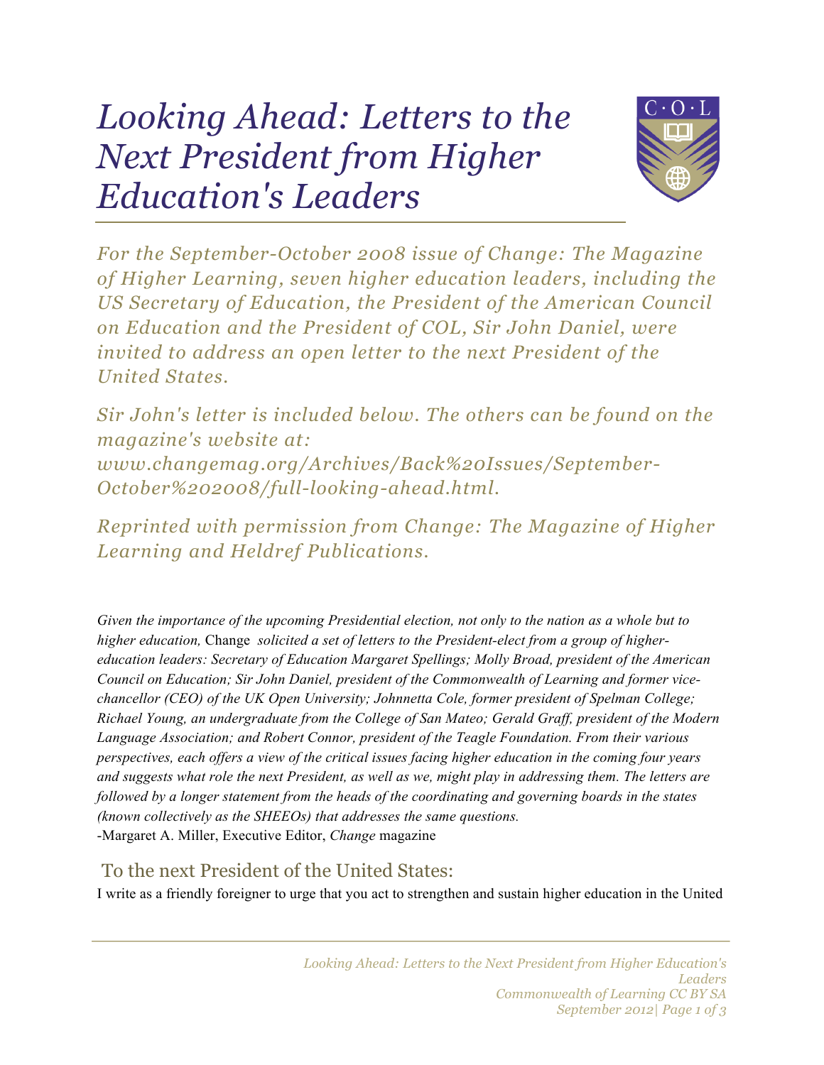# *Looking Ahead: Letters to the Next President from Higher Education's Leaders*

*For the September-October 2008 issue of Change: The Magazine of Higher Learning, seven higher education leaders, including the US Secretary of Education, the President of the American Council on Education and the President of COL, Sir John Daniel, were invited to address an open letter to the next President of the United States.*

*Sir John's letter is included below. The others can be found on the magazine's website at: www.changemag.org/Archives/Back%20Issues/September-October%202008/full-looking-ahead.html.*

*Reprinted with permission from Change: The Magazine of Higher Learning and Heldref Publications.*

*Given the importance of the upcoming Presidential election, not only to the nation as a whole but to higher education,* Change *solicited a set of letters to the President-elect from a group of higher-education leaders: Secretary of Education Margaret Spellings; Molly Broad, president of the American Council on Education; Sir John Daniel, president of the Commonwealth of Learning and former vice-chancellor (CEO) of the UK Open University; Johnnetta Cole, former president of Spelman College; Richael Young, an undergraduate from the College of San Mateo; Gerald Graff, president of the Modern Language Association; and Robert Connor, president of the Teagle Foundation. From their various perspectives, each offers a view of the critical issues facing higher education in the coming four years and suggests what role the next President, as well as we, might play in addressing them. The letters are followed by a longer statement from the heads of the coordinating and governing boards in the states (known collectively as the SHEEOs) that addresses the same questions.*
-Margaret A. Miller, Executive Editor, *Change* magazine

## To the next President of the United States:

I write as a friendly foreigner to urge that you act to strengthen and sustain higher education in the United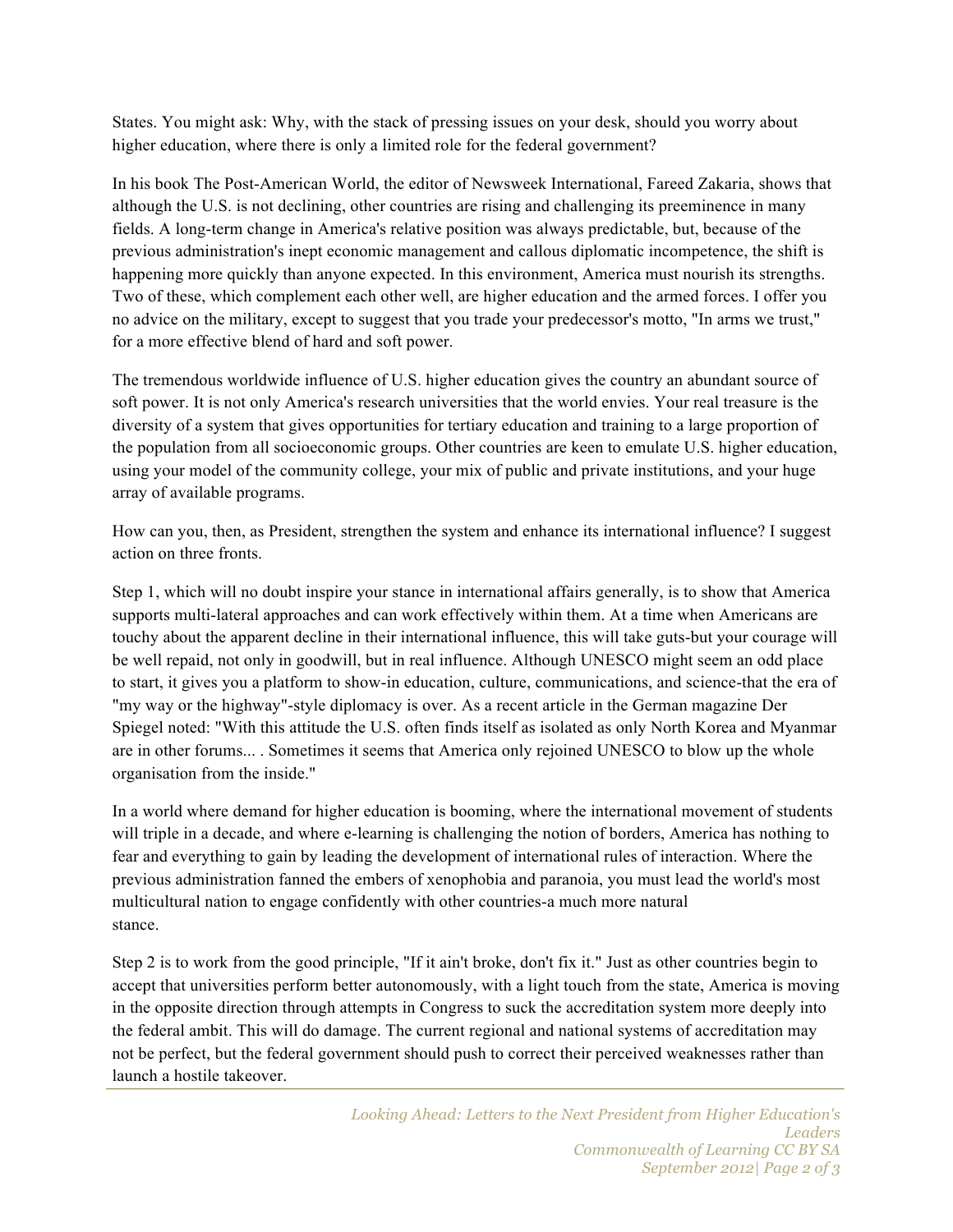States. You might ask: Why, with the stack of pressing issues on your desk, should you worry about higher education, where there is only a limited role for the federal government?

In his book The Post-American World, the editor of Newsweek International, Fareed Zakaria, shows that although the U.S. is not declining, other countries are rising and challenging its preeminence in many fields. A long-term change in America's relative position was always predictable, but, because of the previous administration's inept economic management and callous diplomatic incompetence, the shift is happening more quickly than anyone expected. In this environment, America must nourish its strengths. Two of these, which complement each other well, are higher education and the armed forces. I offer you no advice on the military, except to suggest that you trade your predecessor's motto, "In arms we trust," for a more effective blend of hard and soft power.

The tremendous worldwide influence of U.S. higher education gives the country an abundant source of soft power. It is not only America's research universities that the world envies. Your real treasure is the diversity of a system that gives opportunities for tertiary education and training to a large proportion of the population from all socioeconomic groups. Other countries are keen to emulate U.S. higher education, using your model of the community college, your mix of public and private institutions, and your huge array of available programs.

How can you, then, as President, strengthen the system and enhance its international influence? I suggest action on three fronts.

Step 1, which will no doubt inspire your stance in international affairs generally, is to show that America supports multi-lateral approaches and can work effectively within them. At a time when Americans are touchy about the apparent decline in their international influence, this will take guts-but your courage will be well repaid, not only in goodwill, but in real influence. Although UNESCO might seem an odd place to start, it gives you a platform to show-in education, culture, communications, and science-that the era of "my way or the highway"-style diplomacy is over. As a recent article in the German magazine Der Spiegel noted: "With this attitude the U.S. often finds itself as isolated as only North Korea and Myanmar are in other forums... . Sometimes it seems that America only rejoined UNESCO to blow up the whole organisation from the inside."

In a world where demand for higher education is booming, where the international movement of students will triple in a decade, and where e-learning is challenging the notion of borders, America has nothing to fear and everything to gain by leading the development of international rules of interaction. Where the previous administration fanned the embers of xenophobia and paranoia, you must lead the world's most multicultural nation to engage confidently with other countries-a much more natural stance.

Step 2 is to work from the good principle, "If it ain't broke, don't fix it." Just as other countries begin to accept that universities perform better autonomously, with a light touch from the state, America is moving in the opposite direction through attempts in Congress to suck the accreditation system more deeply into the federal ambit. This will do damage. The current regional and national systems of accreditation may not be perfect, but the federal government should push to correct their perceived weaknesses rather than launch a hostile takeover.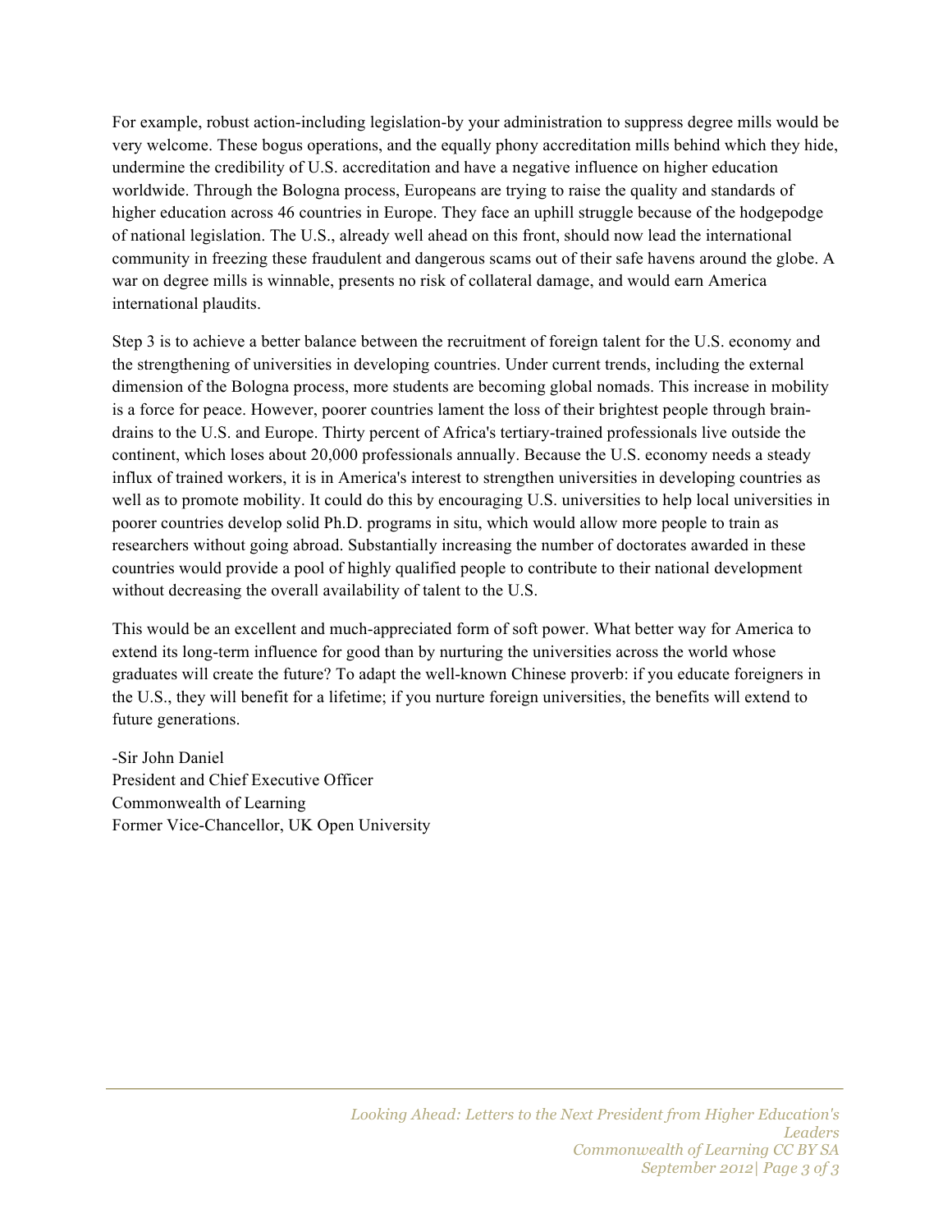For example, robust action-including legislation-by your administration to suppress degree mills would be very welcome. These bogus operations, and the equally phony accreditation mills behind which they hide, undermine the credibility of U.S. accreditation and have a negative influence on higher education worldwide. Through the Bologna process, Europeans are trying to raise the quality and standards of higher education across 46 countries in Europe. They face an uphill struggle because of the hodgepodge of national legislation. The U.S., already well ahead on this front, should now lead the international community in freezing these fraudulent and dangerous scams out of their safe havens around the globe. A war on degree mills is winnable, presents no risk of collateral damage, and would earn America international plaudits.

Step 3 is to achieve a better balance between the recruitment of foreign talent for the U.S. economy and the strengthening of universities in developing countries. Under current trends, including the external dimension of the Bologna process, more students are becoming global nomads. This increase in mobility is a force for peace. However, poorer countries lament the loss of their brightest people through brain-drains to the U.S. and Europe. Thirty percent of Africa's tertiary-trained professionals live outside the continent, which loses about 20,000 professionals annually. Because the U.S. economy needs a steady influx of trained workers, it is in America's interest to strengthen universities in developing countries as well as to promote mobility. It could do this by encouraging U.S. universities to help local universities in poorer countries develop solid Ph.D. programs in situ, which would allow more people to train as researchers without going abroad. Substantially increasing the number of doctorates awarded in these countries would provide a pool of highly qualified people to contribute to their national development without decreasing the overall availability of talent to the U.S.

This would be an excellent and much-appreciated form of soft power. What better way for America to extend its long-term influence for good than by nurturing the universities across the world whose graduates will create the future? To adapt the well-known Chinese proverb: if you educate foreigners in the U.S., they will benefit for a lifetime; if you nurture foreign universities, the benefits will extend to future generations.

-Sir John Daniel  
President and Chief Executive Officer  
Commonwealth of Learning  
Former Vice-Chancellor, UK Open University